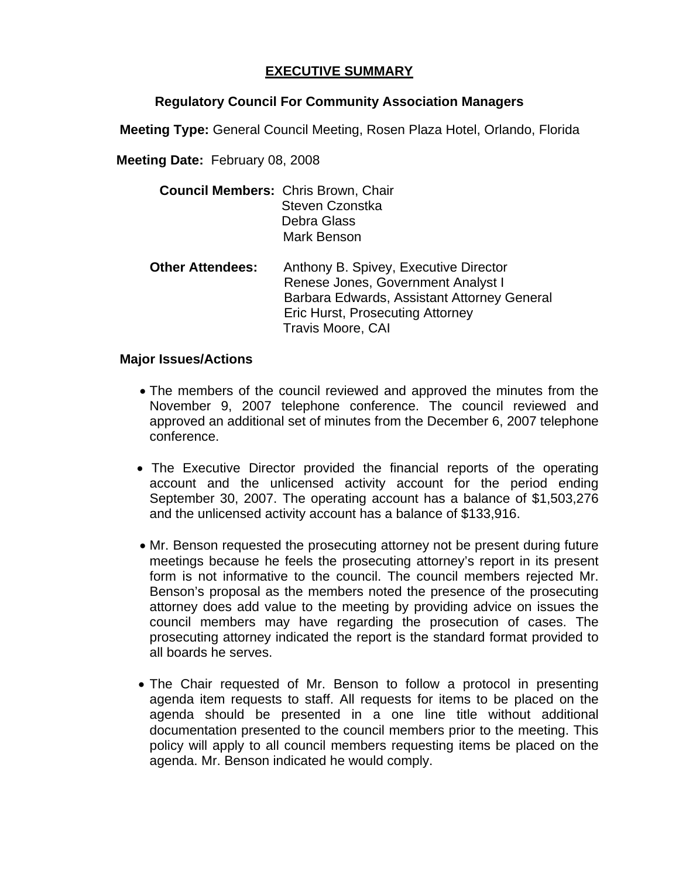# EXECUTIVE SUMMARY

## Regulatory Council For Community Association Managers

**Meeting Type:** General Council Meeting, Rosen Plaza Hotel, Orlando, Florida

**Meeting Date:** February 08, 2008

**Council Members:** Chris Brown, Chair
Steven Czonstka
Debra Glass
Mark Benson

**Other Attendees:** Anthony B. Spivey, Executive Director
Renese Jones, Government Analyst I
Barbara Edwards, Assistant Attorney General
Eric Hurst, Prosecuting Attorney
Travis Moore, CAI

**Major Issues/Actions**

- The members of the council reviewed and approved the minutes from the November 9, 2007 telephone conference. The council reviewed and approved an additional set of minutes from the December 6, 2007 telephone conference.

- The Executive Director provided the financial reports of the operating account and the unlicensed activity account for the period ending September 30, 2007. The operating account has a balance of $1,503,276 and the unlicensed activity account has a balance of $133,916.

- Mr. Benson requested the prosecuting attorney not be present during future meetings because he feels the prosecuting attorney's report in its present form is not informative to the council. The council members rejected Mr. Benson's proposal as the members noted the presence of the prosecuting attorney does add value to the meeting by providing advice on issues the council members may have regarding the prosecution of cases. The prosecuting attorney indicated the report is the standard format provided to all boards he serves.

- The Chair requested of Mr. Benson to follow a protocol in presenting agenda item requests to staff. All requests for items to be placed on the agenda should be presented in a one line title without additional documentation presented to the council members prior to the meeting. This policy will apply to all council members requesting items be placed on the agenda. Mr. Benson indicated he would comply.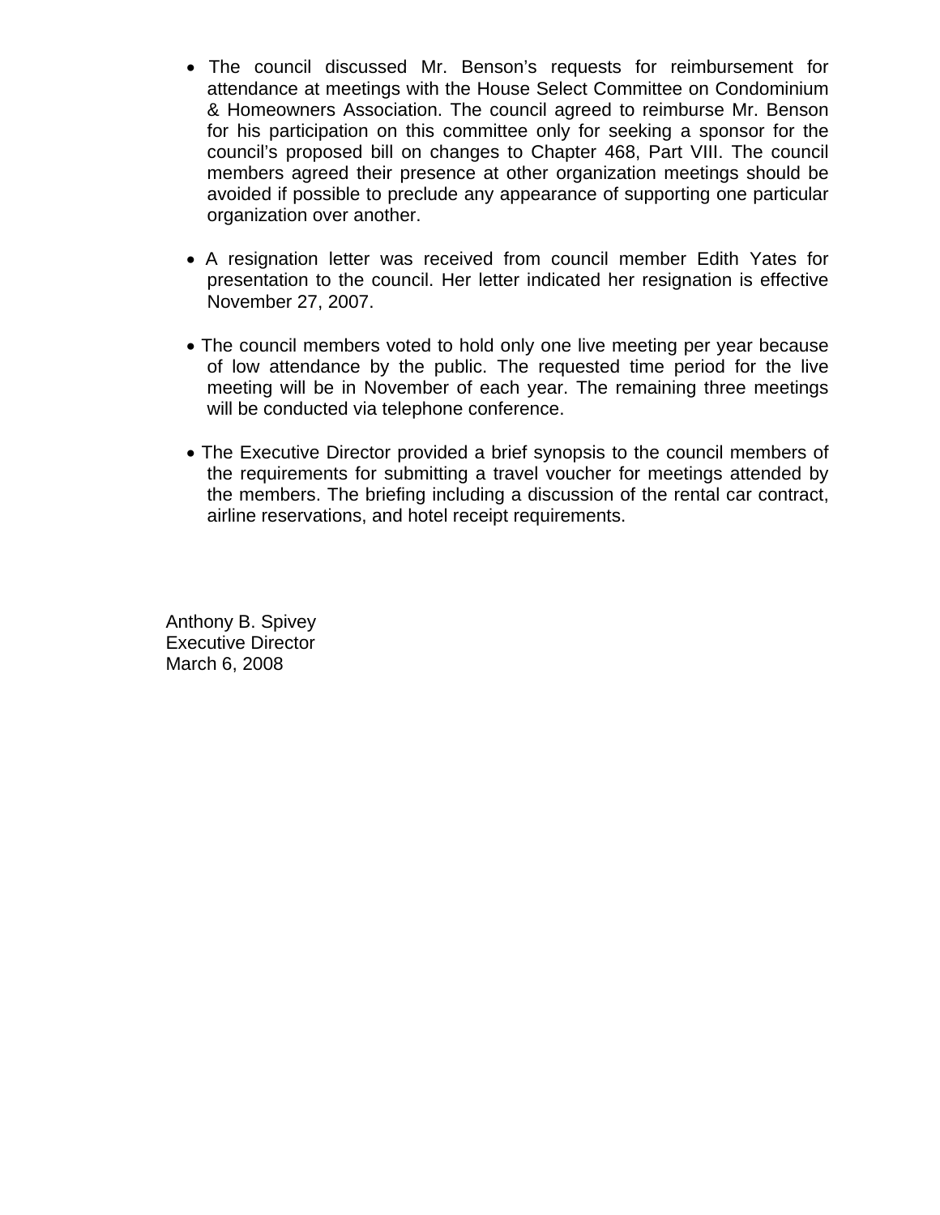- The council discussed Mr. Benson’s requests for reimbursement for attendance at meetings with the House Select Committee on Condominium & Homeowners Association. The council agreed to reimburse Mr. Benson for his participation on this committee only for seeking a sponsor for the council’s proposed bill on changes to Chapter 468, Part VIII. The council members agreed their presence at other organization meetings should be avoided if possible to preclude any appearance of supporting one particular organization over another.

- A resignation letter was received from council member Edith Yates for presentation to the council. Her letter indicated her resignation is effective November 27, 2007.

- The council members voted to hold only one live meeting per year because of low attendance by the public. The requested time period for the live meeting will be in November of each year. The remaining three meetings will be conducted via telephone conference.

- The Executive Director provided a brief synopsis to the council members of the requirements for submitting a travel voucher for meetings attended by the members. The briefing including a discussion of the rental car contract, airline reservations, and hotel receipt requirements.

Anthony B. Spivey
Executive Director
March 6, 2008